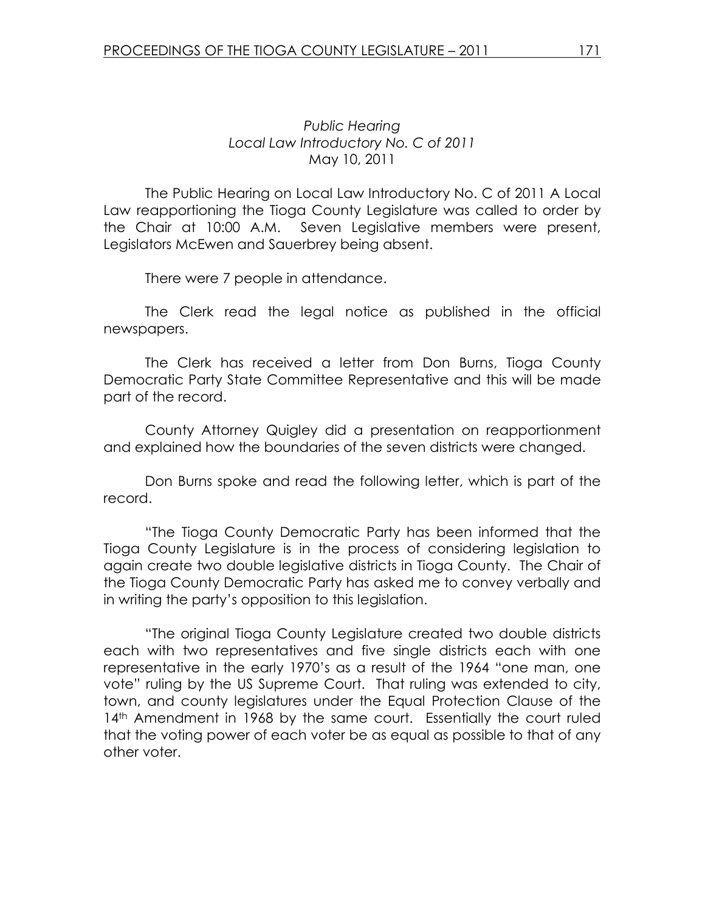*Public Hearing*
*Local Law Introductory No. C of 2011*
May 10, 2011

The Public Hearing on Local Law Introductory No. C of 2011 A Local Law reapportioning the Tioga County Legislature was called to order by the Chair at 10:00 A.M. Seven Legislative members were present, Legislators McEwen and Sauerbrey being absent.

There were 7 people in attendance.

The Clerk read the legal notice as published in the official newspapers.

The Clerk has received a letter from Don Burns, Tioga County Democratic Party State Committee Representative and this will be made part of the record.

County Attorney Quigley did a presentation on reapportionment and explained how the boundaries of the seven districts were changed.

Don Burns spoke and read the following letter, which is part of the record.

"The Tioga County Democratic Party has been informed that the Tioga County Legislature is in the process of considering legislation to again create two double legislative districts in Tioga County. The Chair of the Tioga County Democratic Party has asked me to convey verbally and in writing the party's opposition to this legislation.

"The original Tioga County Legislature created two double districts each with two representatives and five single districts each with one representative in the early 1970's as a result of the 1964 "one man, one vote" ruling by the US Supreme Court. That ruling was extended to city, town, and county legislatures under the Equal Protection Clause of the 14th Amendment in 1968 by the same court. Essentially the court ruled that the voting power of each voter be as equal as possible to that of any other voter.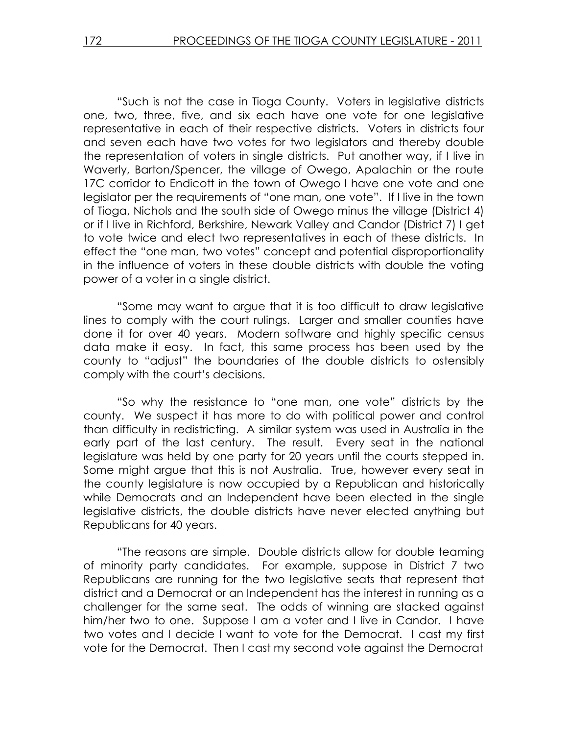"Such is not the case in Tioga County. Voters in legislative districts one, two, three, five, and six each have one vote for one legislative representative in each of their respective districts. Voters in districts four and seven each have two votes for two legislators and thereby double the representation of voters in single districts. Put another way, if I live in Waverly, Barton/Spencer, the village of Owego, Apalachin or the route 17C corridor to Endicott in the town of Owego I have one vote and one legislator per the requirements of "one man, one vote". If I live in the town of Tioga, Nichols and the south side of Owego minus the village (District 4) or if I live in Richford, Berkshire, Newark Valley and Candor (District 7) I get to vote twice and elect two representatives in each of these districts. In effect the "one man, two votes" concept and potential disproportionality in the influence of voters in these double districts with double the voting power of a voter in a single district.

"Some may want to argue that it is too difficult to draw legislative lines to comply with the court rulings. Larger and smaller counties have done it for over 40 years. Modern software and highly specific census data make it easy. In fact, this same process has been used by the county to "adjust" the boundaries of the double districts to ostensibly comply with the court's decisions.

"So why the resistance to "one man, one vote" districts by the county. We suspect it has more to do with political power and control than difficulty in redistricting. A similar system was used in Australia in the early part of the last century. The result. Every seat in the national legislature was held by one party for 20 years until the courts stepped in. Some might argue that this is not Australia. True, however every seat in the county legislature is now occupied by a Republican and historically while Democrats and an Independent have been elected in the single legislative districts, the double districts have never elected anything but Republicans for 40 years.

"The reasons are simple. Double districts allow for double teaming of minority party candidates. For example, suppose in District 7 two Republicans are running for the two legislative seats that represent that district and a Democrat or an Independent has the interest in running as a challenger for the same seat. The odds of winning are stacked against him/her two to one. Suppose I am a voter and I live in Candor. I have two votes and I decide I want to vote for the Democrat. I cast my first vote for the Democrat. Then I cast my second vote against the Democrat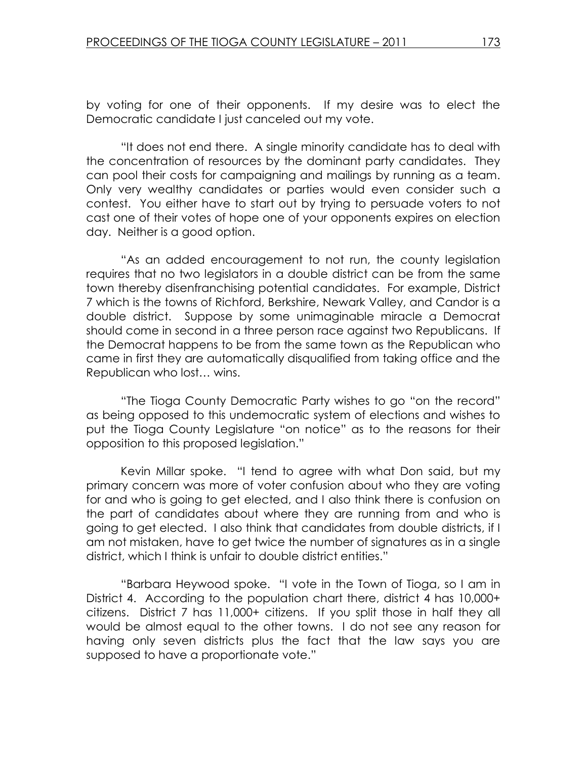by voting for one of their opponents. If my desire was to elect the Democratic candidate I just canceled out my vote.

"It does not end there. A single minority candidate has to deal with the concentration of resources by the dominant party candidates. They can pool their costs for campaigning and mailings by running as a team. Only very wealthy candidates or parties would even consider such a contest. You either have to start out by trying to persuade voters to not cast one of their votes of hope one of your opponents expires on election day. Neither is a good option.

"As an added encouragement to not run, the county legislation requires that no two legislators in a double district can be from the same town thereby disenfranchising potential candidates. For example, District 7 which is the towns of Richford, Berkshire, Newark Valley, and Candor is a double district. Suppose by some unimaginable miracle a Democrat should come in second in a three person race against two Republicans. If the Democrat happens to be from the same town as the Republican who came in first they are automatically disqualified from taking office and the Republican who lost… wins.

"The Tioga County Democratic Party wishes to go "on the record" as being opposed to this undemocratic system of elections and wishes to put the Tioga County Legislature "on notice" as to the reasons for their opposition to this proposed legislation."

Kevin Millar spoke. "I tend to agree with what Don said, but my primary concern was more of voter confusion about who they are voting for and who is going to get elected, and I also think there is confusion on the part of candidates about where they are running from and who is going to get elected. I also think that candidates from double districts, if I am not mistaken, have to get twice the number of signatures as in a single district, which I think is unfair to double district entities."

"Barbara Heywood spoke. "I vote in the Town of Tioga, so I am in District 4. According to the population chart there, district 4 has 10,000+ citizens. District 7 has 11,000+ citizens. If you split those in half they all would be almost equal to the other towns. I do not see any reason for having only seven districts plus the fact that the law says you are supposed to have a proportionate vote."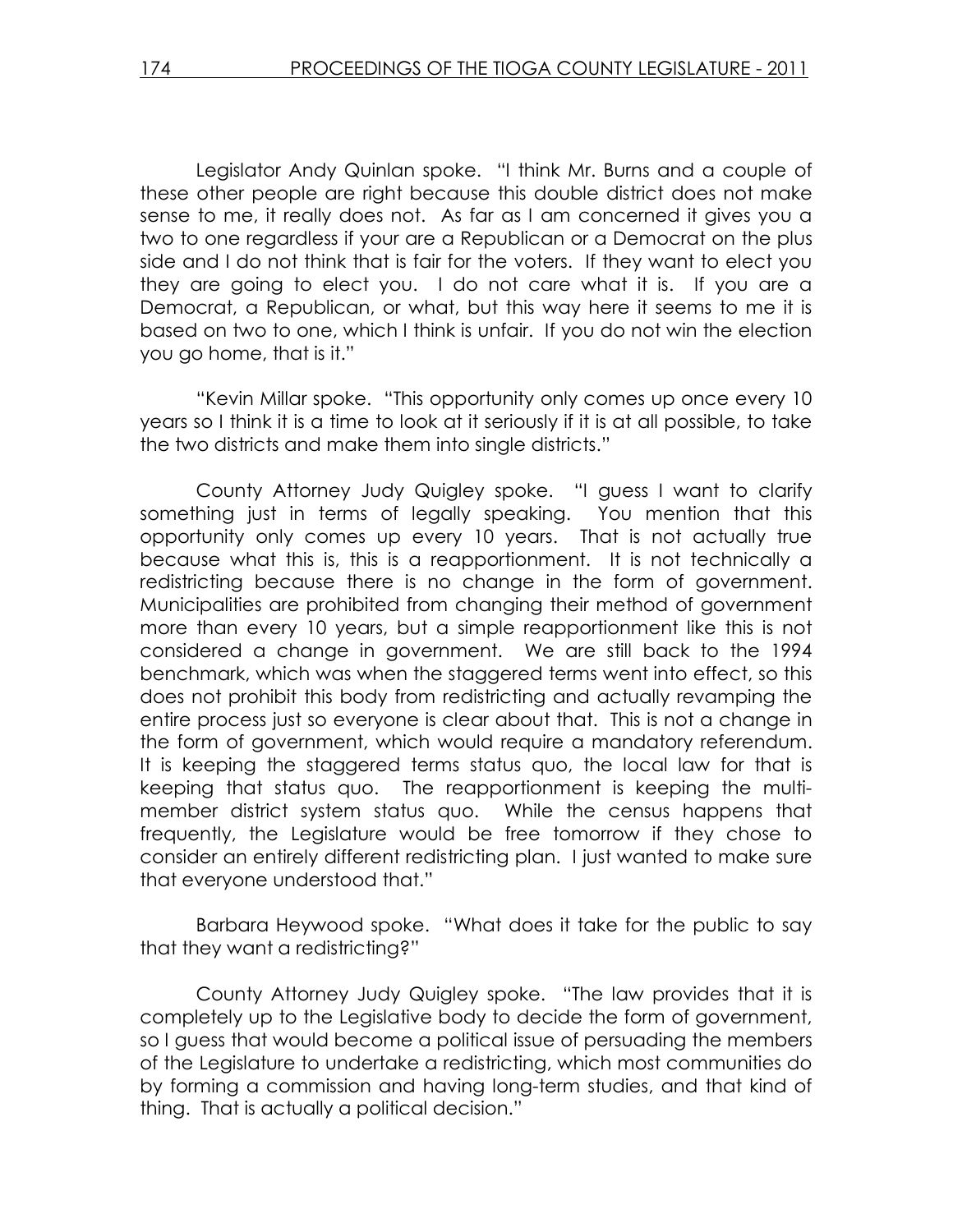Legislator Andy Quinlan spoke. "I think Mr. Burns and a couple of these other people are right because this double district does not make sense to me, it really does not. As far as I am concerned it gives you a two to one regardless if your are a Republican or a Democrat on the plus side and I do not think that is fair for the voters. If they want to elect you they are going to elect you. I do not care what it is. If you are a Democrat, a Republican, or what, but this way here it seems to me it is based on two to one, which I think is unfair. If you do not win the election you go home, that is it."

"Kevin Millar spoke. "This opportunity only comes up once every 10 years so I think it is a time to look at it seriously if it is at all possible, to take the two districts and make them into single districts."

County Attorney Judy Quigley spoke. "I guess I want to clarify something just in terms of legally speaking. You mention that this opportunity only comes up every 10 years. That is not actually true because what this is, this is a reapportionment. It is not technically a redistricting because there is no change in the form of government. Municipalities are prohibited from changing their method of government more than every 10 years, but a simple reapportionment like this is not considered a change in government. We are still back to the 1994 benchmark, which was when the staggered terms went into effect, so this does not prohibit this body from redistricting and actually revamping the entire process just so everyone is clear about that. This is not a change in the form of government, which would require a mandatory referendum. It is keeping the staggered terms status quo, the local law for that is keeping that status quo. The reapportionment is keeping the multi-member district system status quo. While the census happens that frequently, the Legislature would be free tomorrow if they chose to consider an entirely different redistricting plan. I just wanted to make sure that everyone understood that."

Barbara Heywood spoke. "What does it take for the public to say that they want a redistricting?"

County Attorney Judy Quigley spoke. "The law provides that it is completely up to the Legislative body to decide the form of government, so I guess that would become a political issue of persuading the members of the Legislature to undertake a redistricting, which most communities do by forming a commission and having long-term studies, and that kind of thing. That is actually a political decision."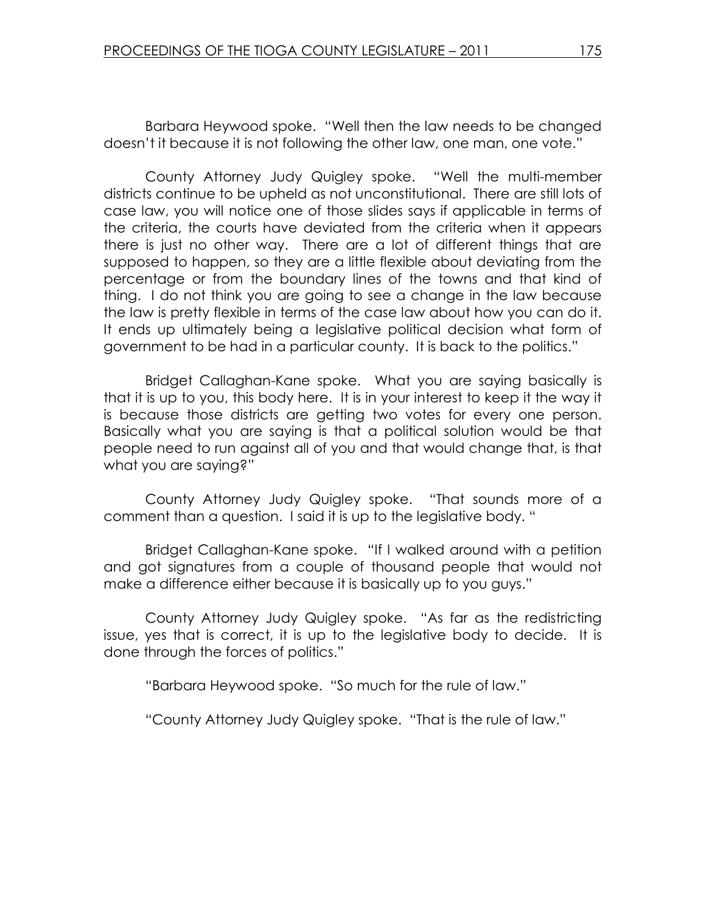Barbara Heywood spoke. "Well then the law needs to be changed doesn't it because it is not following the other law, one man, one vote."

County Attorney Judy Quigley spoke. "Well the multi-member districts continue to be upheld as not unconstitutional. There are still lots of case law, you will notice one of those slides says if applicable in terms of the criteria, the courts have deviated from the criteria when it appears there is just no other way. There are a lot of different things that are supposed to happen, so they are a little flexible about deviating from the percentage or from the boundary lines of the towns and that kind of thing. I do not think you are going to see a change in the law because the law is pretty flexible in terms of the case law about how you can do it. It ends up ultimately being a legislative political decision what form of government to be had in a particular county. It is back to the politics."

Bridget Callaghan-Kane spoke. What you are saying basically is that it is up to you, this body here. It is in your interest to keep it the way it is because those districts are getting two votes for every one person. Basically what you are saying is that a political solution would be that people need to run against all of you and that would change that, is that what you are saying?"

County Attorney Judy Quigley spoke. "That sounds more of a comment than a question. I said it is up to the legislative body. "

Bridget Callaghan-Kane spoke. "If I walked around with a petition and got signatures from a couple of thousand people that would not make a difference either because it is basically up to you guys."

County Attorney Judy Quigley spoke. "As far as the redistricting issue, yes that is correct, it is up to the legislative body to decide. It is done through the forces of politics."

"Barbara Heywood spoke. "So much for the rule of law."

"County Attorney Judy Quigley spoke. "That is the rule of law."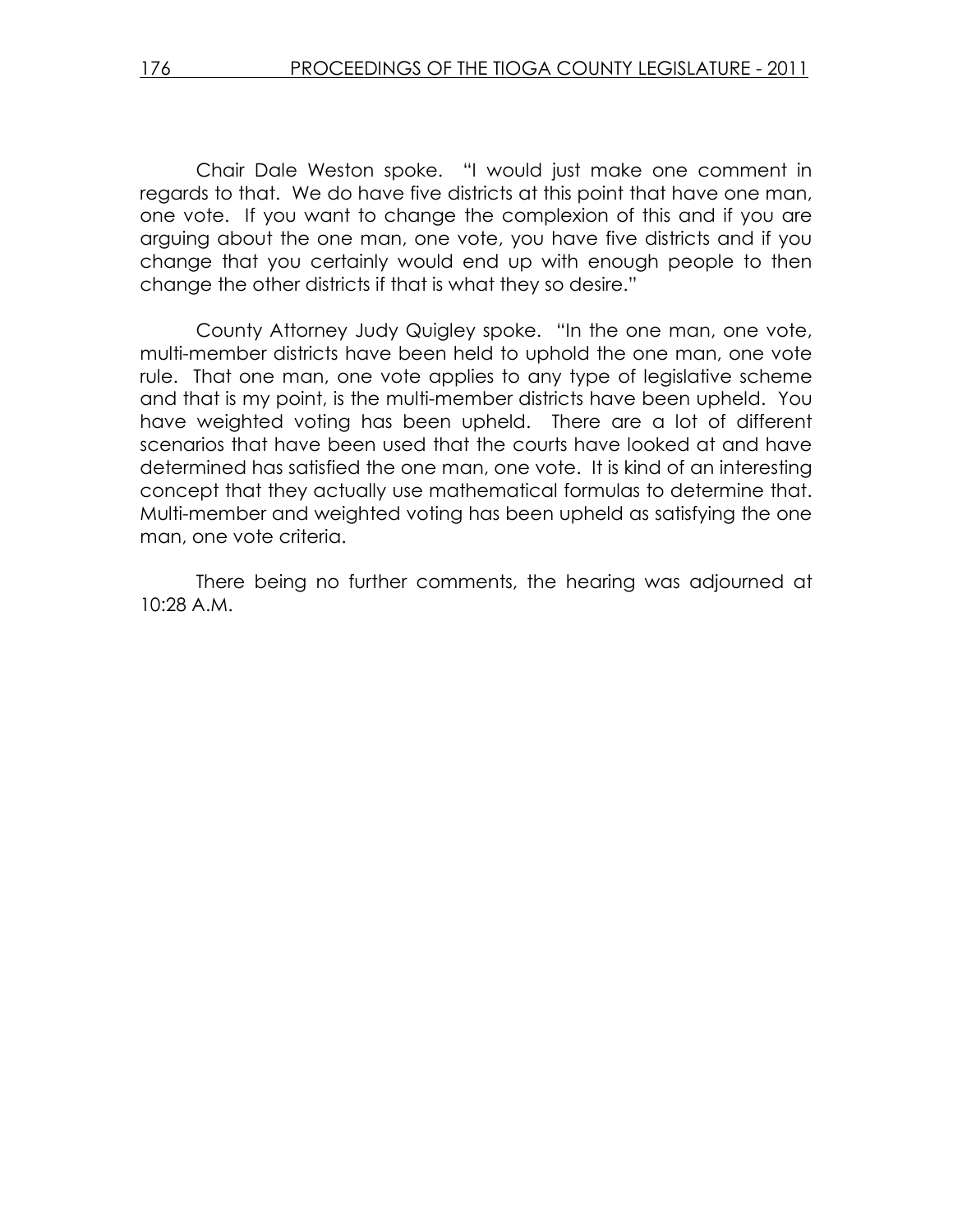Chair Dale Weston spoke. "I would just make one comment in regards to that. We do have five districts at this point that have one man, one vote. If you want to change the complexion of this and if you are arguing about the one man, one vote, you have five districts and if you change that you certainly would end up with enough people to then change the other districts if that is what they so desire."

County Attorney Judy Quigley spoke. "In the one man, one vote, multi-member districts have been held to uphold the one man, one vote rule. That one man, one vote applies to any type of legislative scheme and that is my point, is the multi-member districts have been upheld. You have weighted voting has been upheld. There are a lot of different scenarios that have been used that the courts have looked at and have determined has satisfied the one man, one vote. It is kind of an interesting concept that they actually use mathematical formulas to determine that. Multi-member and weighted voting has been upheld as satisfying the one man, one vote criteria.

There being no further comments, the hearing was adjourned at 10:28 A.M.